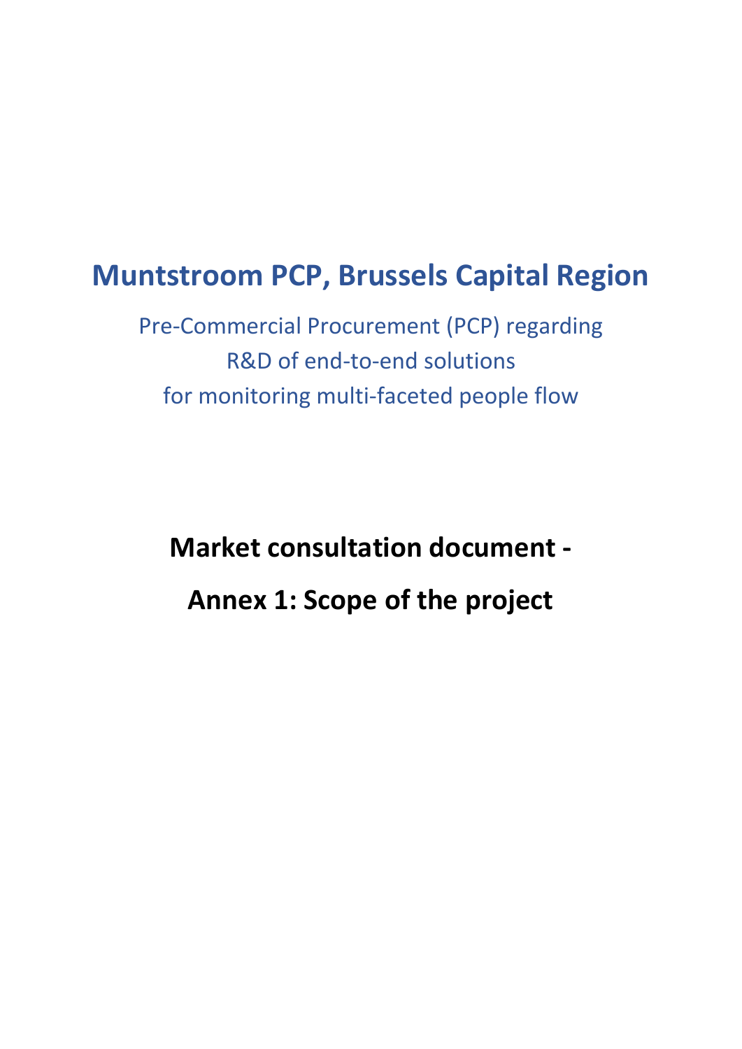# Muntstroom PCP, Brussels Capital Region

Pre-Commercial Procurement (PCP) regarding
R&D of end-to-end solutions
for monitoring multi-faceted people flow

**Market consultation document -**

**Annex 1: Scope of the project**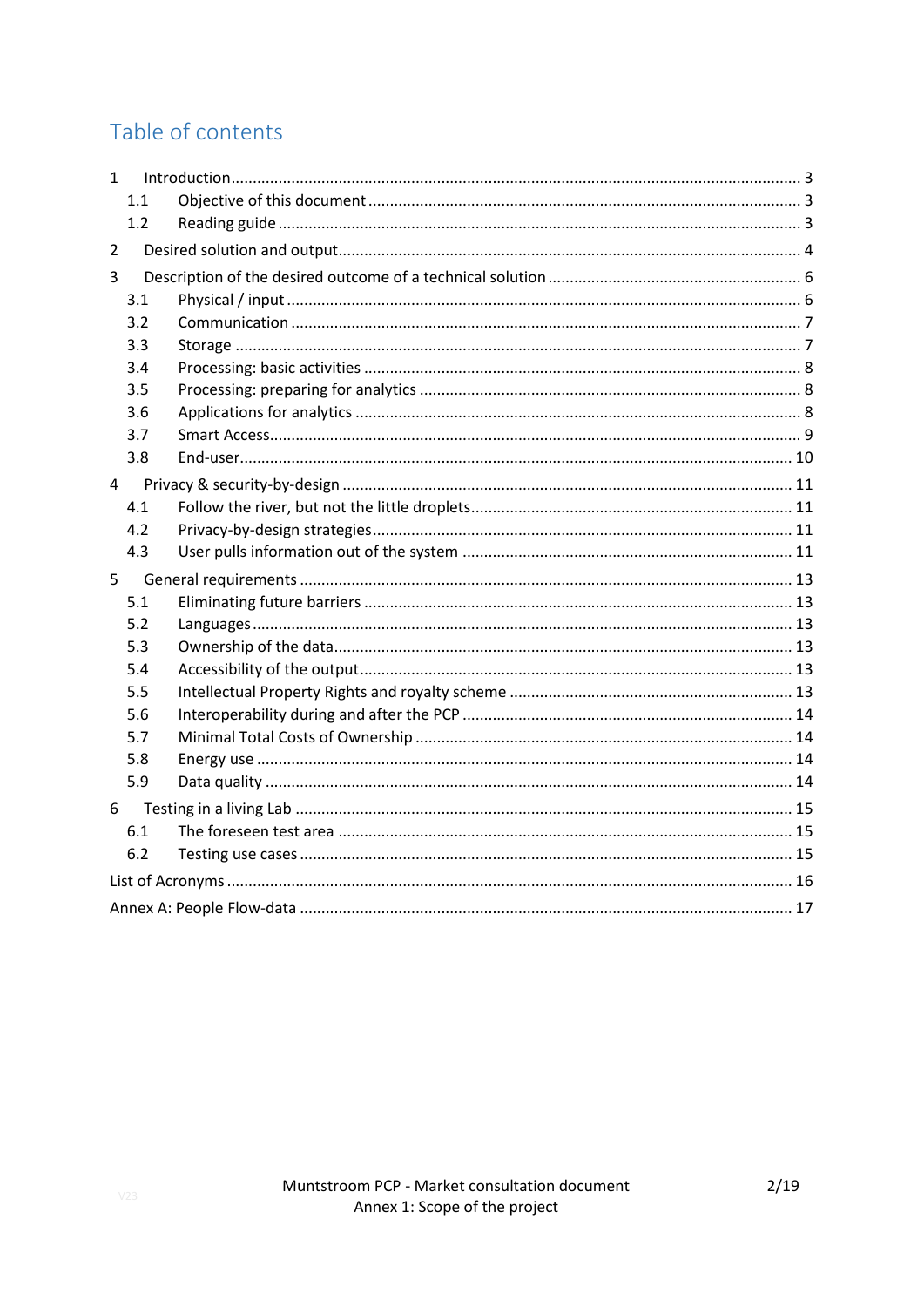# Table of contents

1 Introduction ... 3
  1.1 Objective of this document ... 3
  1.2 Reading guide ... 3
2 Desired solution and output ... 4
3 Description of the desired outcome of a technical solution ... 6
  3.1 Physical / input ... 6
  3.2 Communication ... 7
  3.3 Storage ... 7
  3.4 Processing: basic activities ... 8
  3.5 Processing: preparing for analytics ... 8
  3.6 Applications for analytics ... 8
  3.7 Smart Access ... 9
  3.8 End-user ... 10
4 Privacy & security-by-design ... 11
  4.1 Follow the river, but not the little droplets ... 11
  4.2 Privacy-by-design strategies ... 11
  4.3 User pulls information out of the system ... 11
5 General requirements ... 13
  5.1 Eliminating future barriers ... 13
  5.2 Languages ... 13
  5.3 Ownership of the data ... 13
  5.4 Accessibility of the output ... 13
  5.5 Intellectual Property Rights and royalty scheme ... 13
  5.6 Interoperability during and after the PCP ... 14
  5.7 Minimal Total Costs of Ownership ... 14
  5.8 Energy use ... 14
  5.9 Data quality ... 14
6 Testing in a living Lab ... 15
  6.1 The foreseen test area ... 15
  6.2 Testing use cases ... 15
List of Acronyms ... 16
Annex A: People Flow-data ... 17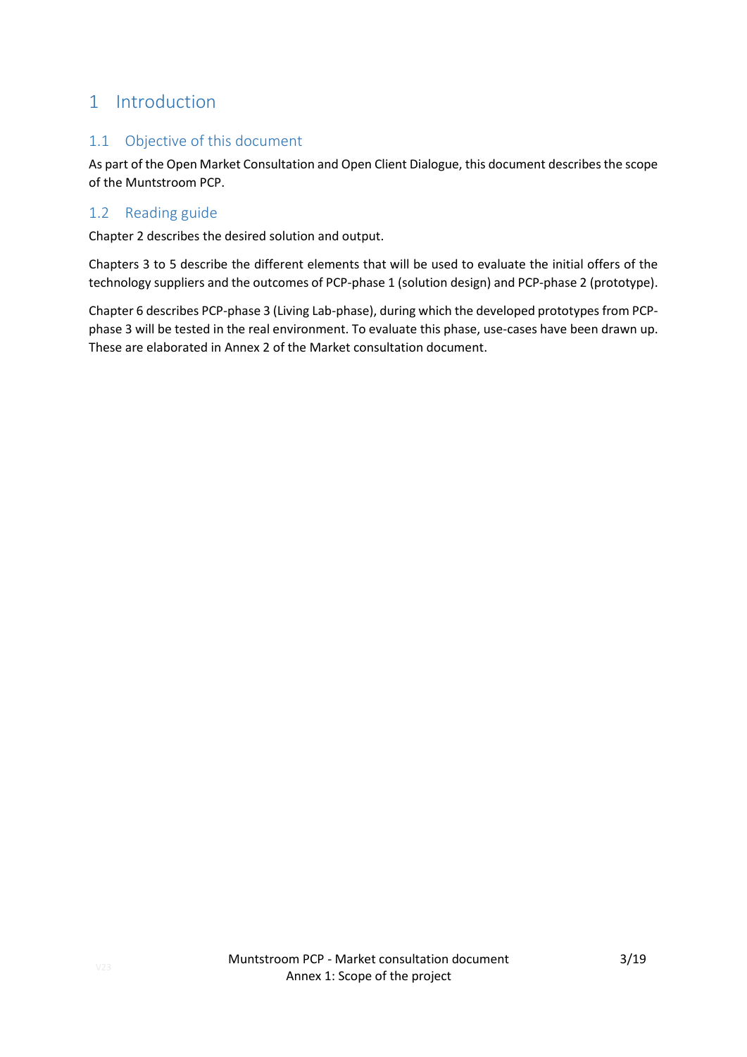# 1 Introduction

## 1.1 Objective of this document

As part of the Open Market Consultation and Open Client Dialogue, this document describes the scope of the Muntstroom PCP.

## 1.2 Reading guide

Chapter 2 describes the desired solution and output.

Chapters 3 to 5 describe the different elements that will be used to evaluate the initial offers of the technology suppliers and the outcomes of PCP-phase 1 (solution design) and PCP-phase 2 (prototype).

Chapter 6 describes PCP-phase 3 (Living Lab-phase), during which the developed prototypes from PCP-phase 3 will be tested in the real environment. To evaluate this phase, use-cases have been drawn up. These are elaborated in Annex 2 of the Market consultation document.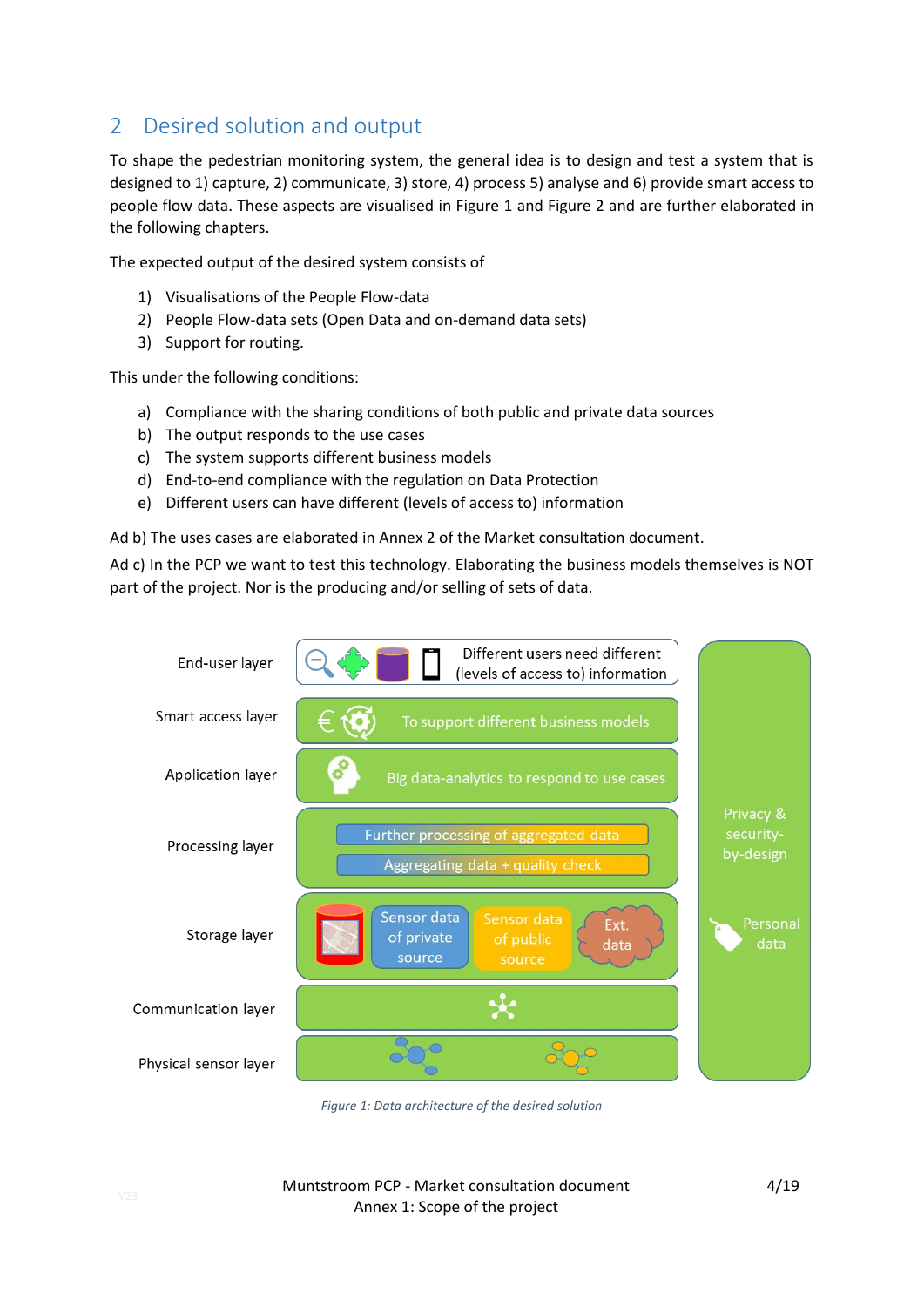## 2 Desired solution and output

To shape the pedestrian monitoring system, the general idea is to design and test a system that is designed to 1) capture, 2) communicate, 3) store, 4) process 5) analyse and 6) provide smart access to people flow data. These aspects are visualised in Figure 1 and Figure 2 and are further elaborated in the following chapters.

The expected output of the desired system consists of

1) Visualisations of the People Flow-data
2) People Flow-data sets (Open Data and on-demand data sets)
3) Support for routing.

This under the following conditions:

a) Compliance with the sharing conditions of both public and private data sources
b) The output responds to the use cases
c) The system supports different business models
d) End-to-end compliance with the regulation on Data Protection
e) Different users can have different (levels of access to) information

Ad b) The uses cases are elaborated in Annex 2 of the Market consultation document.

Ad c) In the PCP we want to test this technology. Elaborating the business models themselves is NOT part of the project. Nor is the producing and/or selling of sets of data.

| Layer | Description |
| --- | --- |
| End-user layer | Different users need different (levels of access to) information |
| Smart access layer | To support different business models |
| Application layer | Big data-analytics to respond to use cases |
| Processing layer | Further processing of aggregated data; Aggregating data + quality check |
| Storage layer | Sensor data of private source; Sensor data of public source; Ext. data |
| Communication layer | |
| Physical sensor layer | |

Privacy & security-by-design — Personal data

*Figure 1: Data architecture of the desired solution*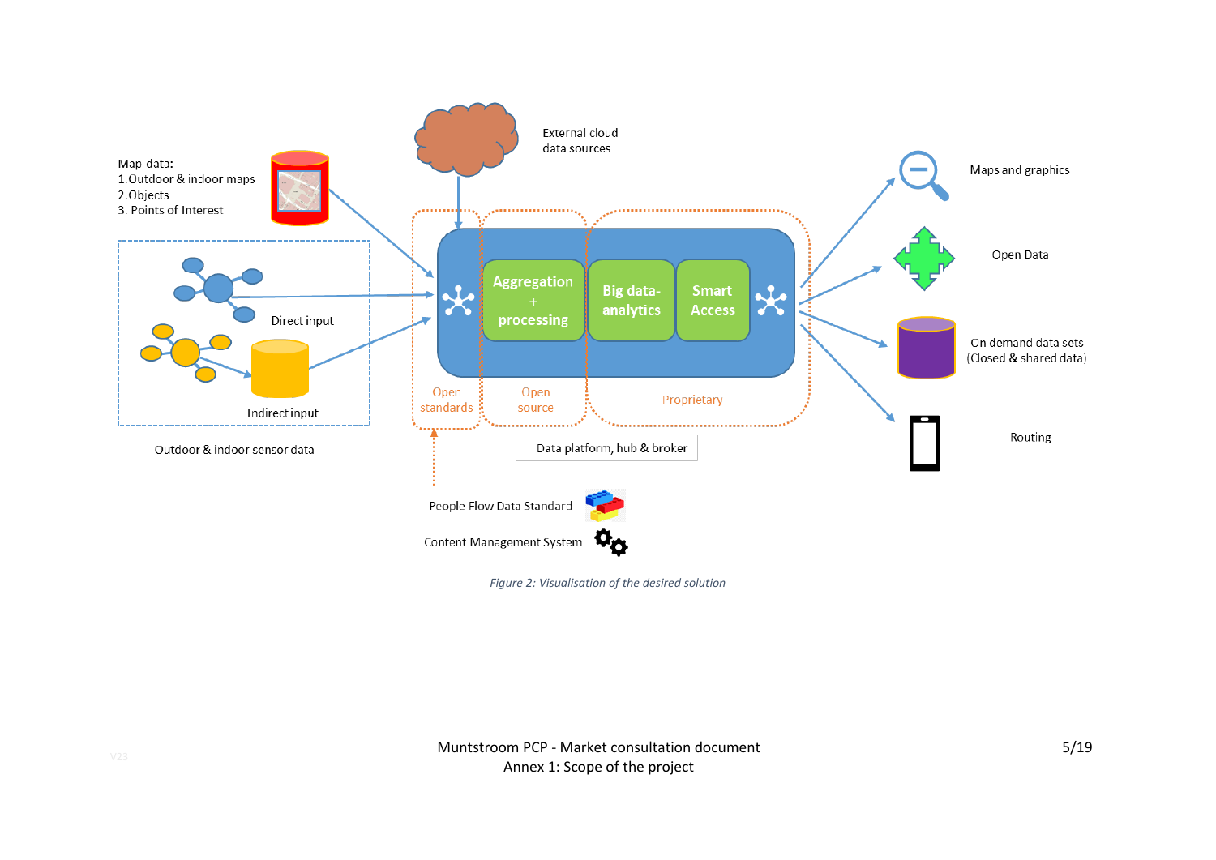External cloud data sources

Map-data:
1. Outdoor & indoor maps
2. Objects
3. Points of Interest

Direct input

Indirect input

Outdoor & indoor sensor data

Aggregation + processing

Big data-analytics

Smart Access

Open standards

Open source

Proprietary

Data platform, hub & broker

People Flow Data Standard

Content Management System

Maps and graphics

Open Data

On demand data sets (Closed & shared data)

Routing

*Figure 2: Visualisation of the desired solution*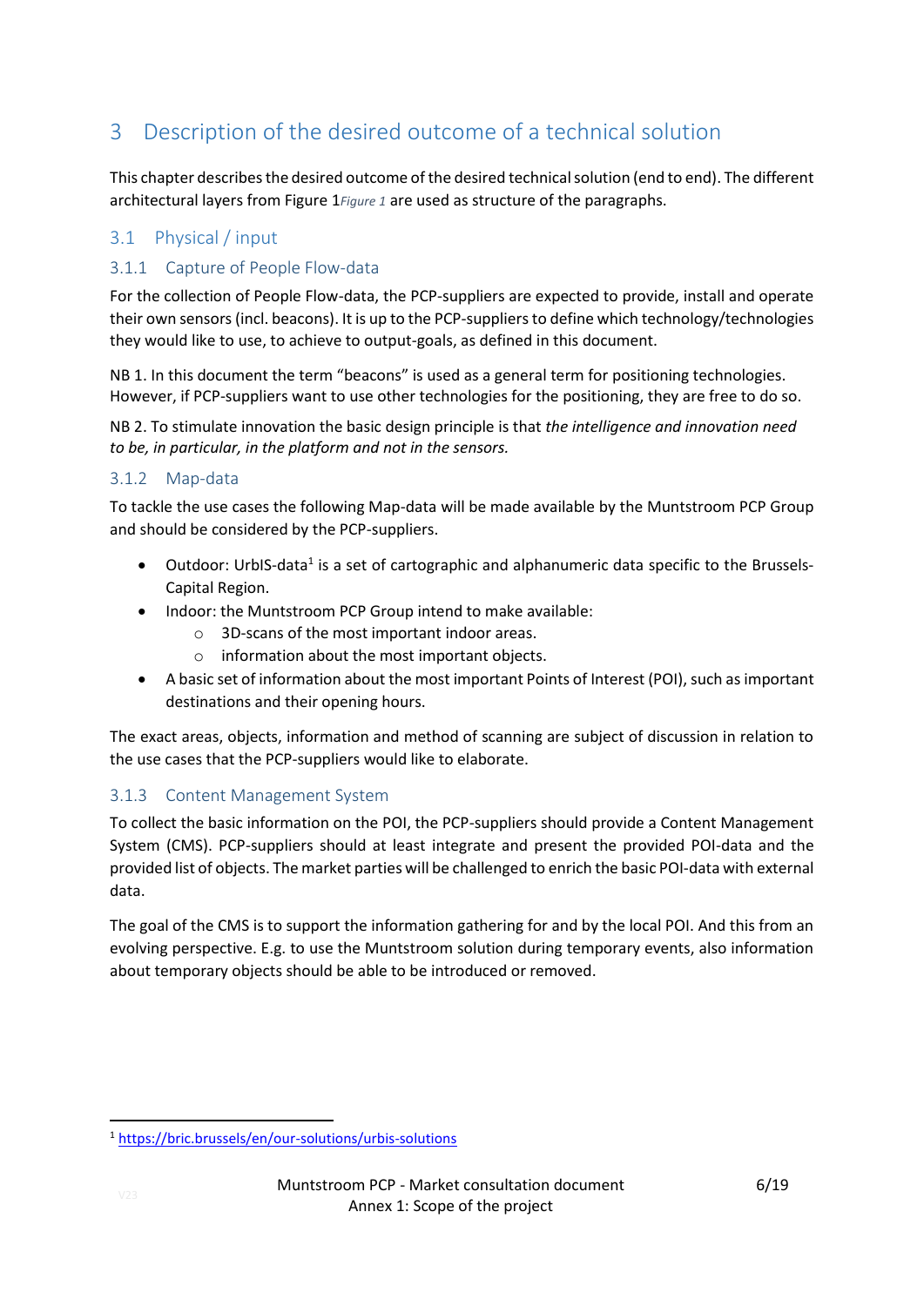# 3 Description of the desired outcome of a technical solution

This chapter describes the desired outcome of the desired technical solution (end to end). The different architectural layers from Figure 1*Figure 1* are used as structure of the paragraphs.

## 3.1 Physical / input

### 3.1.1 Capture of People Flow-data

For the collection of People Flow-data, the PCP-suppliers are expected to provide, install and operate their own sensors (incl. beacons). It is up to the PCP-suppliers to define which technology/technologies they would like to use, to achieve to output-goals, as defined in this document.

NB 1. In this document the term "beacons" is used as a general term for positioning technologies. However, if PCP-suppliers want to use other technologies for the positioning, they are free to do so.

NB 2. To stimulate innovation the basic design principle is that *the intelligence and innovation need to be, in particular, in the platform and not in the sensors.*

### 3.1.2 Map-data

To tackle the use cases the following Map-data will be made available by the Muntstroom PCP Group and should be considered by the PCP-suppliers.

- Outdoor: UrbIS-data[1] is a set of cartographic and alphanumeric data specific to the Brussels-Capital Region.
- Indoor: the Muntstroom PCP Group intend to make available:
  - 3D-scans of the most important indoor areas.
  - information about the most important objects.
- A basic set of information about the most important Points of Interest (POI), such as important destinations and their opening hours.

The exact areas, objects, information and method of scanning are subject of discussion in relation to the use cases that the PCP-suppliers would like to elaborate.

### 3.1.3 Content Management System

To collect the basic information on the POI, the PCP-suppliers should provide a Content Management System (CMS). PCP-suppliers should at least integrate and present the provided POI-data and the provided list of objects. The market parties will be challenged to enrich the basic POI-data with external data.

The goal of the CMS is to support the information gathering for and by the local POI. And this from an evolving perspective. E.g. to use the Muntstroom solution during temporary events, also information about temporary objects should be able to be introduced or removed.

---

[1] https://bric.brussels/en/our-solutions/urbis-solutions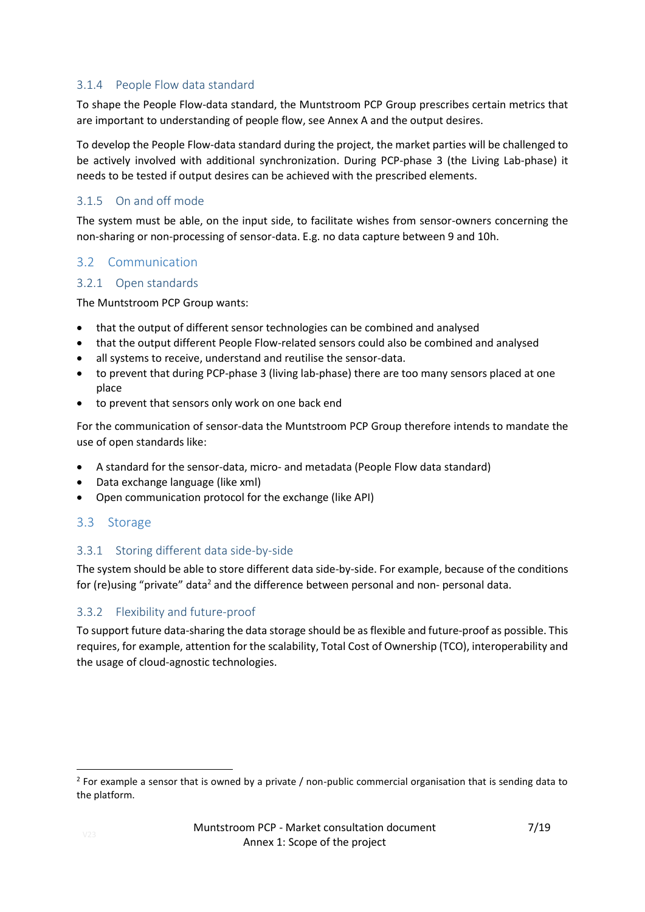### 3.1.4 People Flow data standard

To shape the People Flow-data standard, the Muntstroom PCP Group prescribes certain metrics that are important to understanding of people flow, see Annex A and the output desires.

To develop the People Flow-data standard during the project, the market parties will be challenged to be actively involved with additional synchronization. During PCP-phase 3 (the Living Lab-phase) it needs to be tested if output desires can be achieved with the prescribed elements.

### 3.1.5 On and off mode

The system must be able, on the input side, to facilitate wishes from sensor-owners concerning the non-sharing or non-processing of sensor-data. E.g. no data capture between 9 and 10h.

## 3.2 Communication

### 3.2.1 Open standards

The Muntstroom PCP Group wants:

- that the output of different sensor technologies can be combined and analysed
- that the output different People Flow-related sensors could also be combined and analysed
- all systems to receive, understand and reutilise the sensor-data.
- to prevent that during PCP-phase 3 (living lab-phase) there are too many sensors placed at one place
- to prevent that sensors only work on one back end

For the communication of sensor-data the Muntstroom PCP Group therefore intends to mandate the use of open standards like:

- A standard for the sensor-data, micro- and metadata (People Flow data standard)
- Data exchange language (like xml)
- Open communication protocol for the exchange (like API)

## 3.3 Storage

### 3.3.1 Storing different data side-by-side

The system should be able to store different data side-by-side. For example, because of the conditions for (re)using "private" data[2] and the difference between personal and non- personal data.

### 3.3.2 Flexibility and future-proof

To support future data-sharing the data storage should be as flexible and future-proof as possible. This requires, for example, attention for the scalability, Total Cost of Ownership (TCO), interoperability and the usage of cloud-agnostic technologies.

---

[2] For example a sensor that is owned by a private / non-public commercial organisation that is sending data to the platform.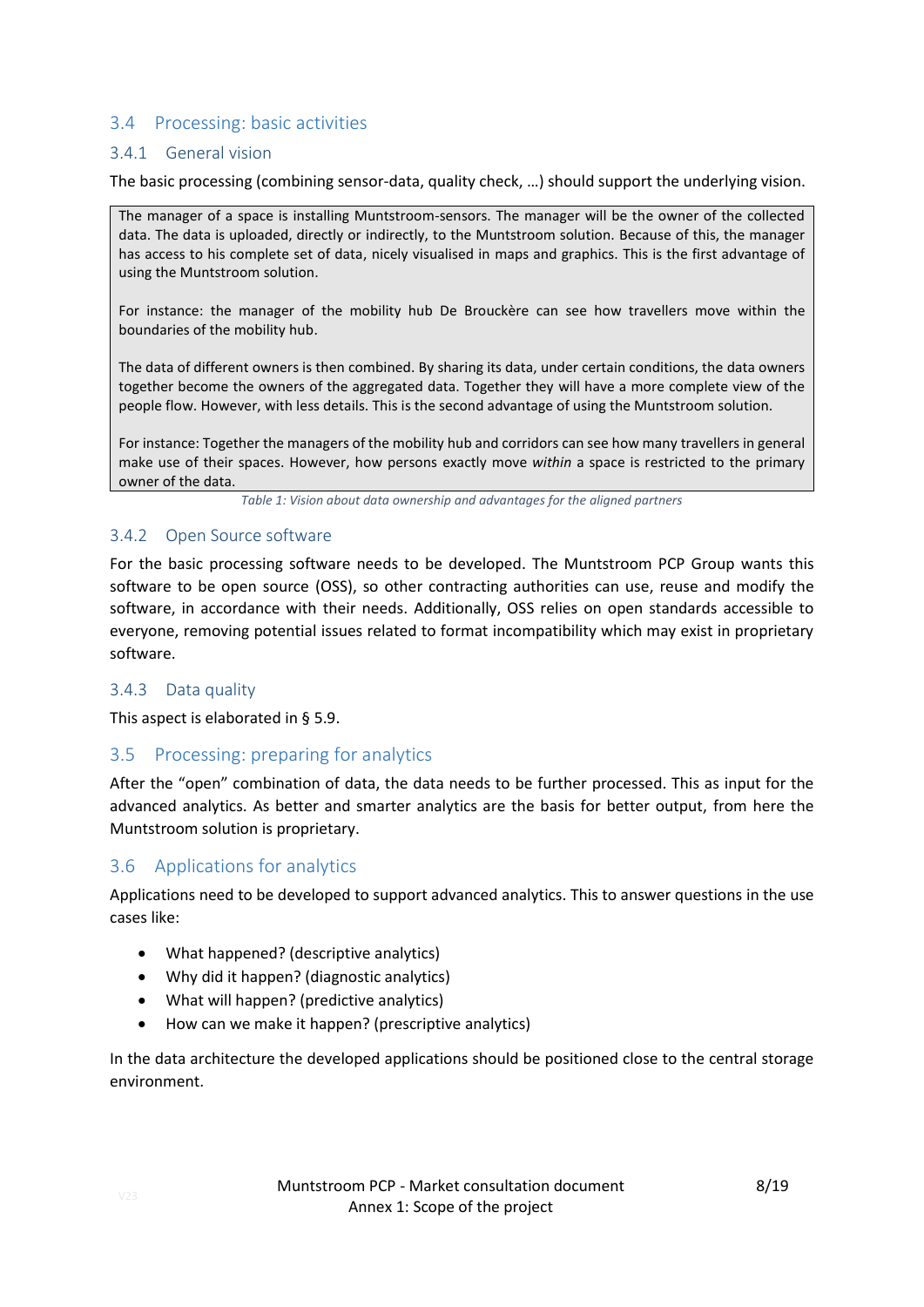## 3.4 Processing: basic activities

### 3.4.1 General vision

The basic processing (combining sensor-data, quality check, …) should support the underlying vision.

| The manager of a space is installing Muntstroom-sensors. The manager will be the owner of the collected data. The data is uploaded, directly or indirectly, to the Muntstroom solution. Because of this, the manager has access to his complete set of data, nicely visualised in maps and graphics. This is the first advantage of using the Muntstroom solution.<br><br>For instance: the manager of the mobility hub De Brouckère can see how travellers move within the boundaries of the mobility hub.<br><br>The data of different owners is then combined. By sharing its data, under certain conditions, the data owners together become the owners of the aggregated data. Together they will have a more complete view of the people flow. However, with less details. This is the second advantage of using the Muntstroom solution.<br><br>For instance: Together the managers of the mobility hub and corridors can see how many travellers in general make use of their spaces. However, how persons exactly move *within* a space is restricted to the primary owner of the data. |
|---|

*Table 1: Vision about data ownership and advantages for the aligned partners*

### 3.4.2 Open Source software

For the basic processing software needs to be developed. The Muntstroom PCP Group wants this software to be open source (OSS), so other contracting authorities can use, reuse and modify the software, in accordance with their needs. Additionally, OSS relies on open standards accessible to everyone, removing potential issues related to format incompatibility which may exist in proprietary software.

### 3.4.3 Data quality

This aspect is elaborated in § 5.9.

## 3.5 Processing: preparing for analytics

After the "open" combination of data, the data needs to be further processed. This as input for the advanced analytics. As better and smarter analytics are the basis for better output, from here the Muntstroom solution is proprietary.

## 3.6 Applications for analytics

Applications need to be developed to support advanced analytics. This to answer questions in the use cases like:

- What happened? (descriptive analytics)
- Why did it happen? (diagnostic analytics)
- What will happen? (predictive analytics)
- How can we make it happen? (prescriptive analytics)

In the data architecture the developed applications should be positioned close to the central storage environment.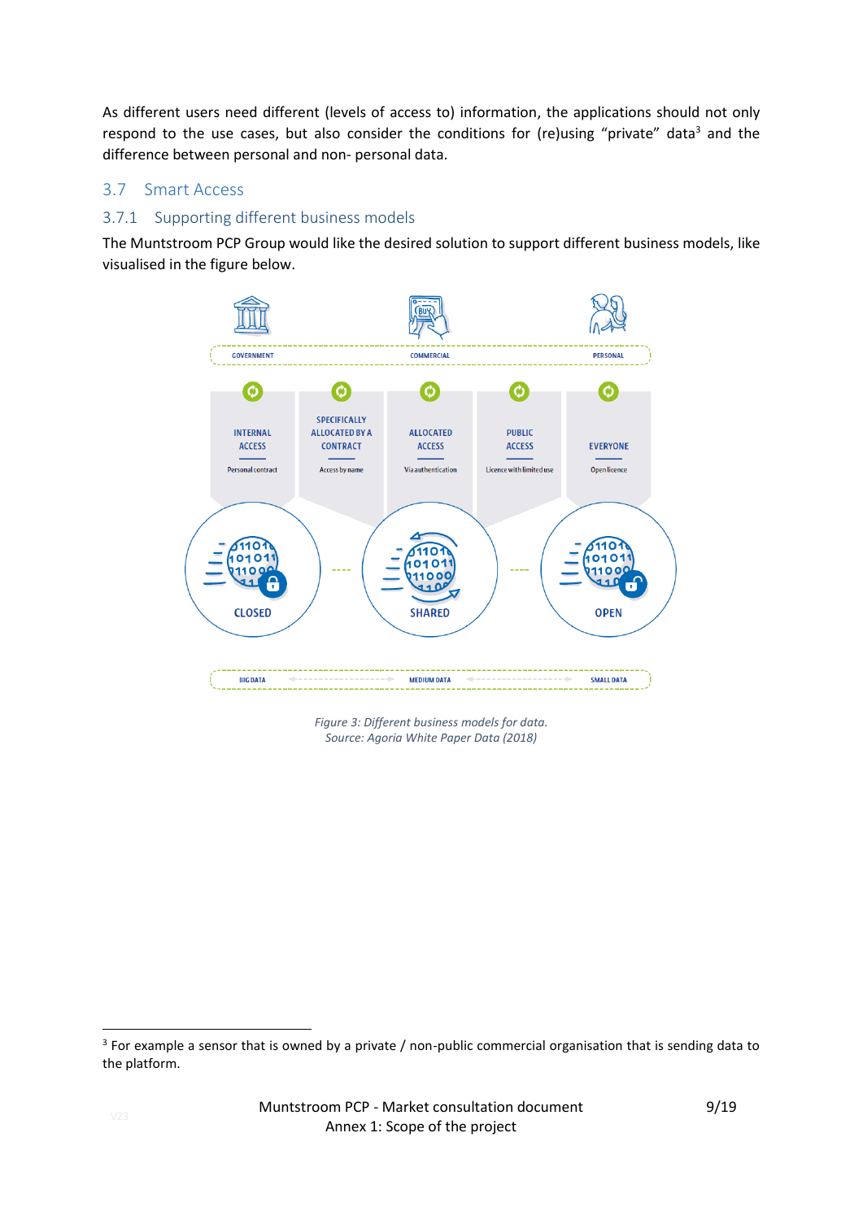As different users need different (levels of access to) information, the applications should not only respond to the use cases, but also consider the conditions for (re)using "private" data[3] and the difference between personal and non- personal data.

## 3.7 Smart Access

### 3.7.1 Supporting different business models

The Muntstroom PCP Group would like the desired solution to support different business models, like visualised in the figure below.

*Figure 3: Different business models for data.*
*Source: Agoria White Paper Data (2018)*

[3] For example a sensor that is owned by a private / non-public commercial organisation that is sending data to the platform.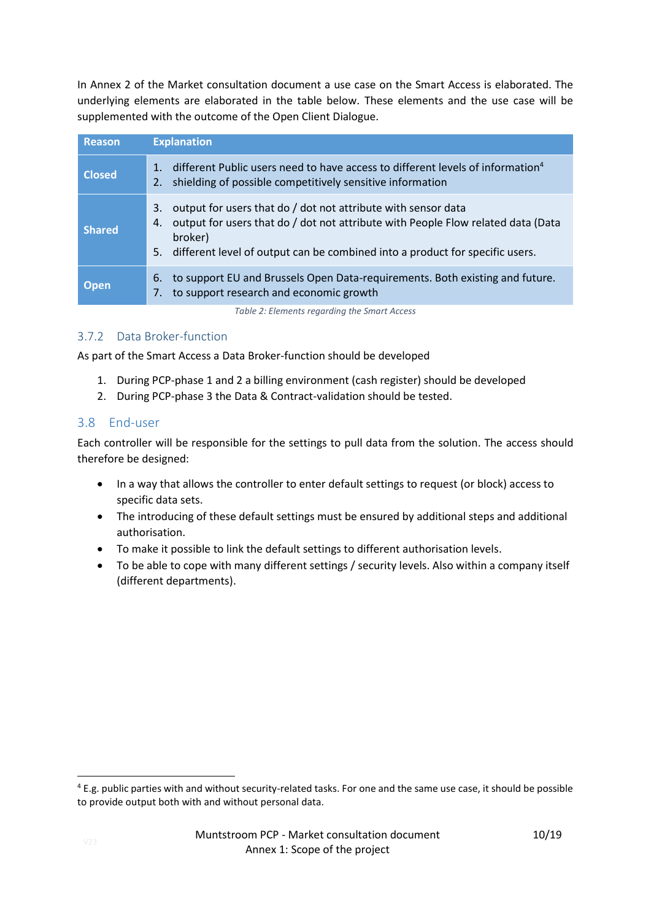In Annex 2 of the Market consultation document a use case on the Smart Access is elaborated. The underlying elements are elaborated in the table below. These elements and the use case will be supplemented with the outcome of the Open Client Dialogue.

| Reason | Explanation |
|---|---|
| **Closed** | 1. different Public users need to have access to different levels of information[4]<br>2. shielding of possible competitively sensitive information |
| **Shared** | 3. output for users that do / dot not attribute with sensor data<br>4. output for users that do / dot not attribute with People Flow related data (Data broker)<br>5. different level of output can be combined into a product for specific users. |
| **Open** | 6. to support EU and Brussels Open Data-requirements. Both existing and future.<br>7. to support research and economic growth |

*Table 2: Elements regarding the Smart Access*

### 3.7.2 Data Broker-function

As part of the Smart Access a Data Broker-function should be developed

1. During PCP-phase 1 and 2 a billing environment (cash register) should be developed
2. During PCP-phase 3 the Data & Contract-validation should be tested.

## 3.8 End-user

Each controller will be responsible for the settings to pull data from the solution. The access should therefore be designed:

- In a way that allows the controller to enter default settings to request (or block) access to specific data sets.
- The introducing of these default settings must be ensured by additional steps and additional authorisation.
- To make it possible to link the default settings to different authorisation levels.
- To be able to cope with many different settings / security levels. Also within a company itself (different departments).

[4] E.g. public parties with and without security-related tasks. For one and the same use case, it should be possible to provide output both with and without personal data.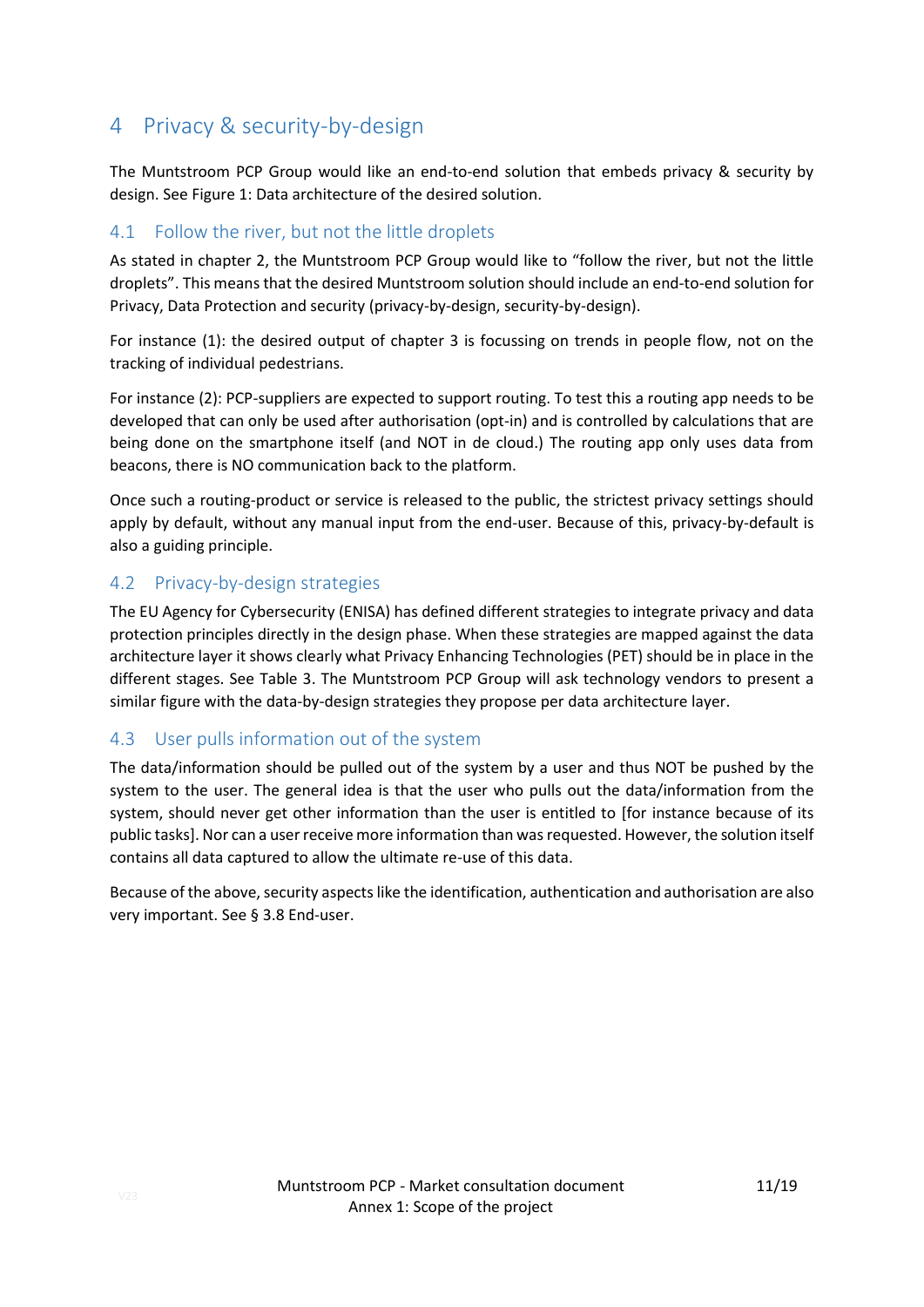# 4 Privacy & security-by-design

The Muntstroom PCP Group would like an end-to-end solution that embeds privacy & security by design. See Figure 1: Data architecture of the desired solution.

## 4.1 Follow the river, but not the little droplets

As stated in chapter 2, the Muntstroom PCP Group would like to "follow the river, but not the little droplets". This means that the desired Muntstroom solution should include an end-to-end solution for Privacy, Data Protection and security (privacy-by-design, security-by-design).

For instance (1): the desired output of chapter 3 is focussing on trends in people flow, not on the tracking of individual pedestrians.

For instance (2): PCP-suppliers are expected to support routing. To test this a routing app needs to be developed that can only be used after authorisation (opt-in) and is controlled by calculations that are being done on the smartphone itself (and NOT in de cloud.) The routing app only uses data from beacons, there is NO communication back to the platform.

Once such a routing-product or service is released to the public, the strictest privacy settings should apply by default, without any manual input from the end-user. Because of this, privacy-by-default is also a guiding principle.

## 4.2 Privacy-by-design strategies

The EU Agency for Cybersecurity (ENISA) has defined different strategies to integrate privacy and data protection principles directly in the design phase. When these strategies are mapped against the data architecture layer it shows clearly what Privacy Enhancing Technologies (PET) should be in place in the different stages. See Table 3. The Muntstroom PCP Group will ask technology vendors to present a similar figure with the data-by-design strategies they propose per data architecture layer.

## 4.3 User pulls information out of the system

The data/information should be pulled out of the system by a user and thus NOT be pushed by the system to the user. The general idea is that the user who pulls out the data/information from the system, should never get other information than the user is entitled to [for instance because of its public tasks]. Nor can a user receive more information than was requested. However, the solution itself contains all data captured to allow the ultimate re-use of this data.

Because of the above, security aspects like the identification, authentication and authorisation are also very important. See § 3.8 End-user.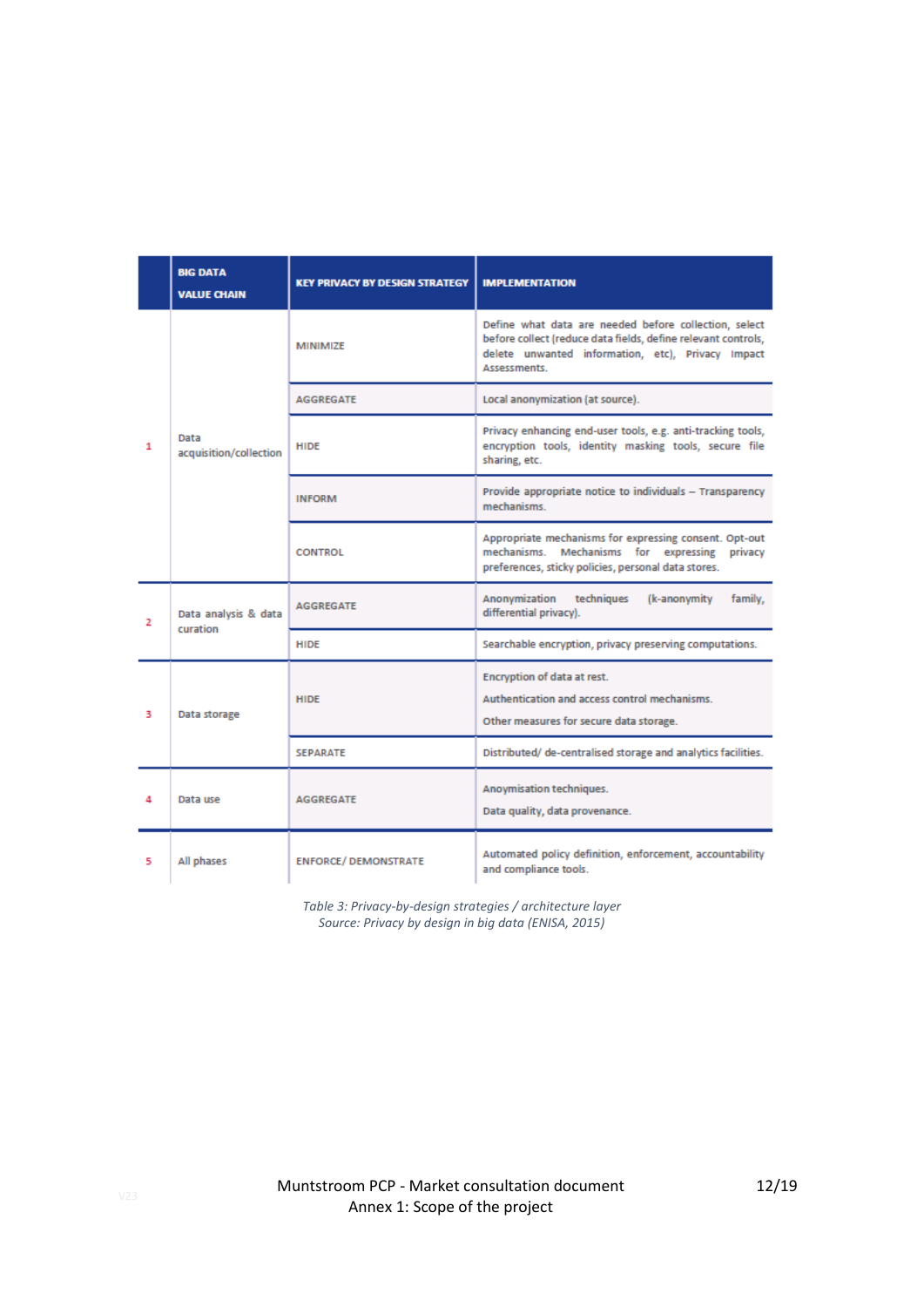| | BIG DATA VALUE CHAIN | KEY PRIVACY BY DESIGN STRATEGY | IMPLEMENTATION |
|---|---|---|---|
| 1 | Data acquisition/collection | MINIMIZE | Define what data are needed before collection, select before collect (reduce data fields, define relevant controls, delete unwanted information, etc), Privacy Impact Assessments. |
| | | AGGREGATE | Local anonymization (at source). |
| | | HIDE | Privacy enhancing end-user tools, e.g. anti-tracking tools, encryption tools, identity masking tools, secure file sharing, etc. |
| | | INFORM | Provide appropriate notice to individuals – Transparency mechanisms. |
| | | CONTROL | Appropriate mechanisms for expressing consent. Opt-out mechanisms. Mechanisms for expressing privacy preferences, sticky policies, personal data stores. |
| 2 | Data analysis & data curation | AGGREGATE | Anonymization techniques (k-anonymity family, differential privacy). |
| | | HIDE | Searchable encryption, privacy preserving computations. |
| 3 | Data storage | HIDE | Encryption of data at rest.<br>Authentication and access control mechanisms.<br>Other measures for secure data storage. |
| | | SEPARATE | Distributed/ de-centralised storage and analytics facilities. |
| 4 | Data use | AGGREGATE | Anoymisation techniques.<br>Data quality, data provenance. |
| 5 | All phases | ENFORCE/ DEMONSTRATE | Automated policy definition, enforcement, accountability and compliance tools. |

*Table 3: Privacy-by-design strategies / architecture layer*
*Source: Privacy by design in big data (ENISA, 2015)*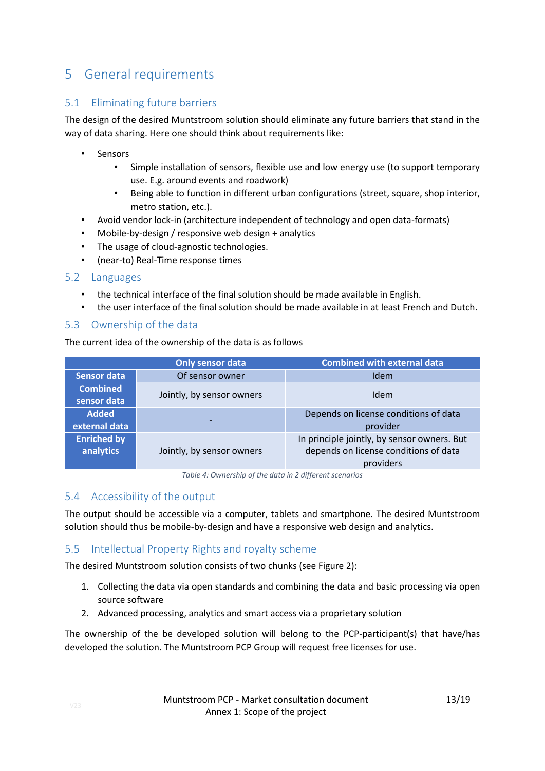# 5 General requirements

## 5.1 Eliminating future barriers

The design of the desired Muntstroom solution should eliminate any future barriers that stand in the way of data sharing. Here one should think about requirements like:

- Sensors
    - Simple installation of sensors, flexible use and low energy use (to support temporary use. E.g. around events and roadwork)
    - Being able to function in different urban configurations (street, square, shop interior, metro station, etc.).
- Avoid vendor lock-in (architecture independent of technology and open data-formats)
- Mobile-by-design / responsive web design + analytics
- The usage of cloud-agnostic technologies.
- (near-to) Real-Time response times

## 5.2 Languages

- the technical interface of the final solution should be made available in English.
- the user interface of the final solution should be made available in at least French and Dutch.

## 5.3 Ownership of the data

The current idea of the ownership of the data is as follows

| | Only sensor data | Combined with external data |
|---|---|---|
| **Sensor data** | Of sensor owner | Idem |
| **Combined sensor data** | Jointly, by sensor owners | Idem |
| **Added external data** | - | Depends on license conditions of data provider |
| **Enriched by analytics** | Jointly, by sensor owners | In principle jointly, by sensor owners. But depends on license conditions of data providers |

*Table 4: Ownership of the data in 2 different scenarios*

## 5.4 Accessibility of the output

The output should be accessible via a computer, tablets and smartphone. The desired Muntstroom solution should thus be mobile-by-design and have a responsive web design and analytics.

## 5.5 Intellectual Property Rights and royalty scheme

The desired Muntstroom solution consists of two chunks (see Figure 2):

1. Collecting the data via open standards and combining the data and basic processing via open source software
2. Advanced processing, analytics and smart access via a proprietary solution

The ownership of the be developed solution will belong to the PCP-participant(s) that have/has developed the solution. The Muntstroom PCP Group will request free licenses for use.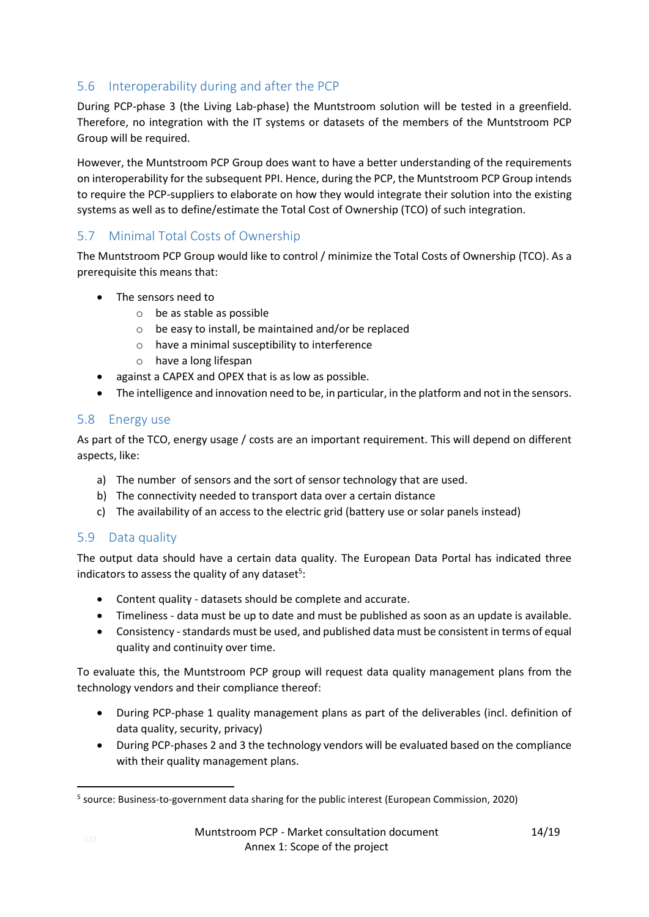## 5.6 Interoperability during and after the PCP

During PCP-phase 3 (the Living Lab-phase) the Muntstroom solution will be tested in a greenfield. Therefore, no integration with the IT systems or datasets of the members of the Muntstroom PCP Group will be required.

However, the Muntstroom PCP Group does want to have a better understanding of the requirements on interoperability for the subsequent PPI. Hence, during the PCP, the Muntstroom PCP Group intends to require the PCP-suppliers to elaborate on how they would integrate their solution into the existing systems as well as to define/estimate the Total Cost of Ownership (TCO) of such integration.

## 5.7 Minimal Total Costs of Ownership

The Muntstroom PCP Group would like to control / minimize the Total Costs of Ownership (TCO). As a prerequisite this means that:

- The sensors need to
    - be as stable as possible
    - be easy to install, be maintained and/or be replaced
    - have a minimal susceptibility to interference
    - have a long lifespan
- against a CAPEX and OPEX that is as low as possible.
- The intelligence and innovation need to be, in particular, in the platform and not in the sensors.

## 5.8 Energy use

As part of the TCO, energy usage / costs are an important requirement. This will depend on different aspects, like:

a) The number of sensors and the sort of sensor technology that are used.
b) The connectivity needed to transport data over a certain distance
c) The availability of an access to the electric grid (battery use or solar panels instead)

## 5.9 Data quality

The output data should have a certain data quality. The European Data Portal has indicated three indicators to assess the quality of any dataset[5]:

- Content quality - datasets should be complete and accurate.
- Timeliness - data must be up to date and must be published as soon as an update is available.
- Consistency - standards must be used, and published data must be consistent in terms of equal quality and continuity over time.

To evaluate this, the Muntstroom PCP group will request data quality management plans from the technology vendors and their compliance thereof:

- During PCP-phase 1 quality management plans as part of the deliverables (incl. definition of data quality, security, privacy)
- During PCP-phases 2 and 3 the technology vendors will be evaluated based on the compliance with their quality management plans.

[5] source: Business-to-government data sharing for the public interest (European Commission, 2020)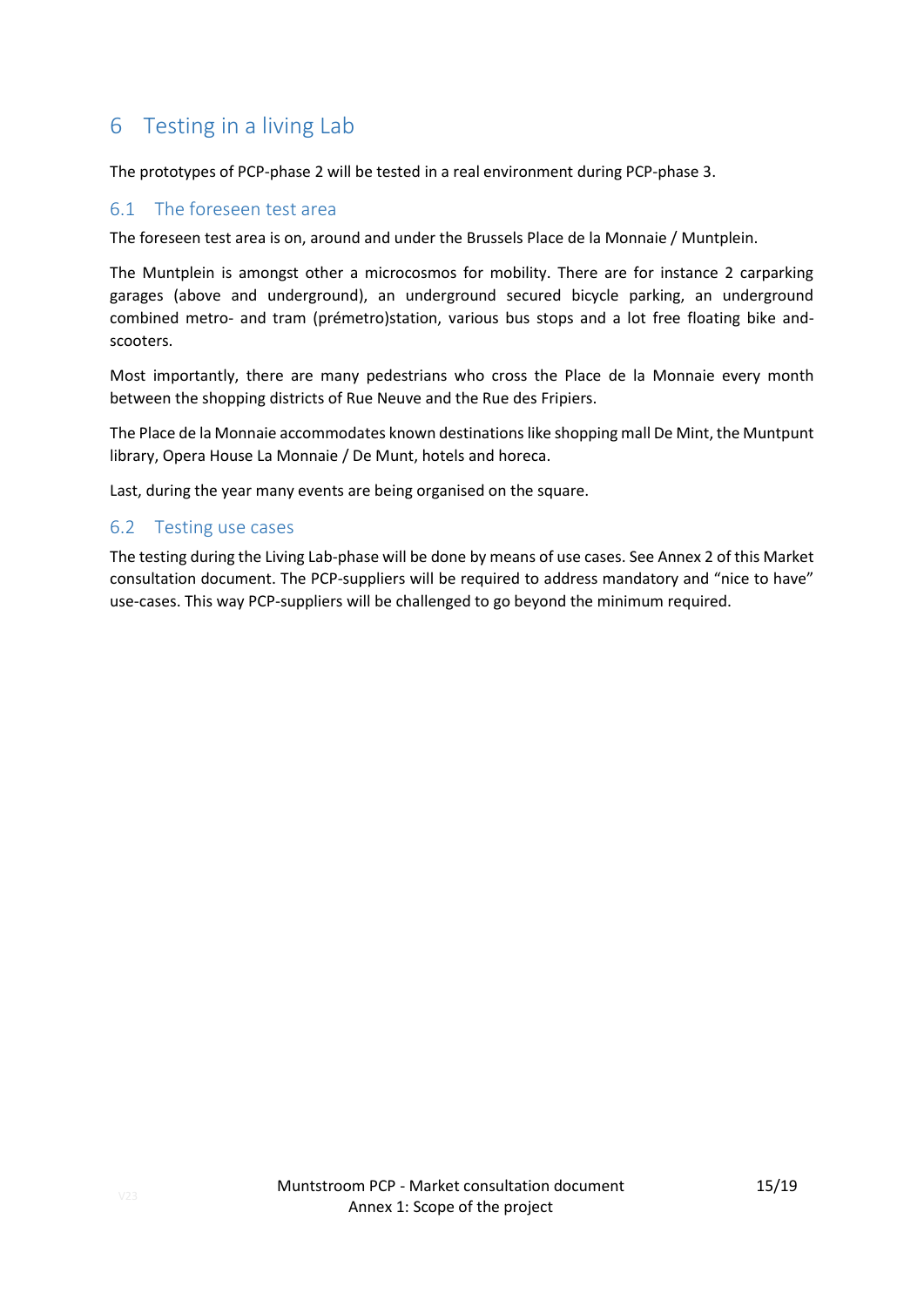# 6 Testing in a living Lab

The prototypes of PCP-phase 2 will be tested in a real environment during PCP-phase 3.

## 6.1 The foreseen test area

The foreseen test area is on, around and under the Brussels Place de la Monnaie / Muntplein.

The Muntplein is amongst other a microcosmos for mobility. There are for instance 2 carparking garages (above and underground), an underground secured bicycle parking, an underground combined metro- and tram (prémetro)station, various bus stops and a lot free floating bike and-scooters.

Most importantly, there are many pedestrians who cross the Place de la Monnaie every month between the shopping districts of Rue Neuve and the Rue des Fripiers.

The Place de la Monnaie accommodates known destinations like shopping mall De Mint, the Muntpunt library, Opera House La Monnaie / De Munt, hotels and horeca.

Last, during the year many events are being organised on the square.

## 6.2 Testing use cases

The testing during the Living Lab-phase will be done by means of use cases. See Annex 2 of this Market consultation document. The PCP-suppliers will be required to address mandatory and "nice to have" use-cases. This way PCP-suppliers will be challenged to go beyond the minimum required.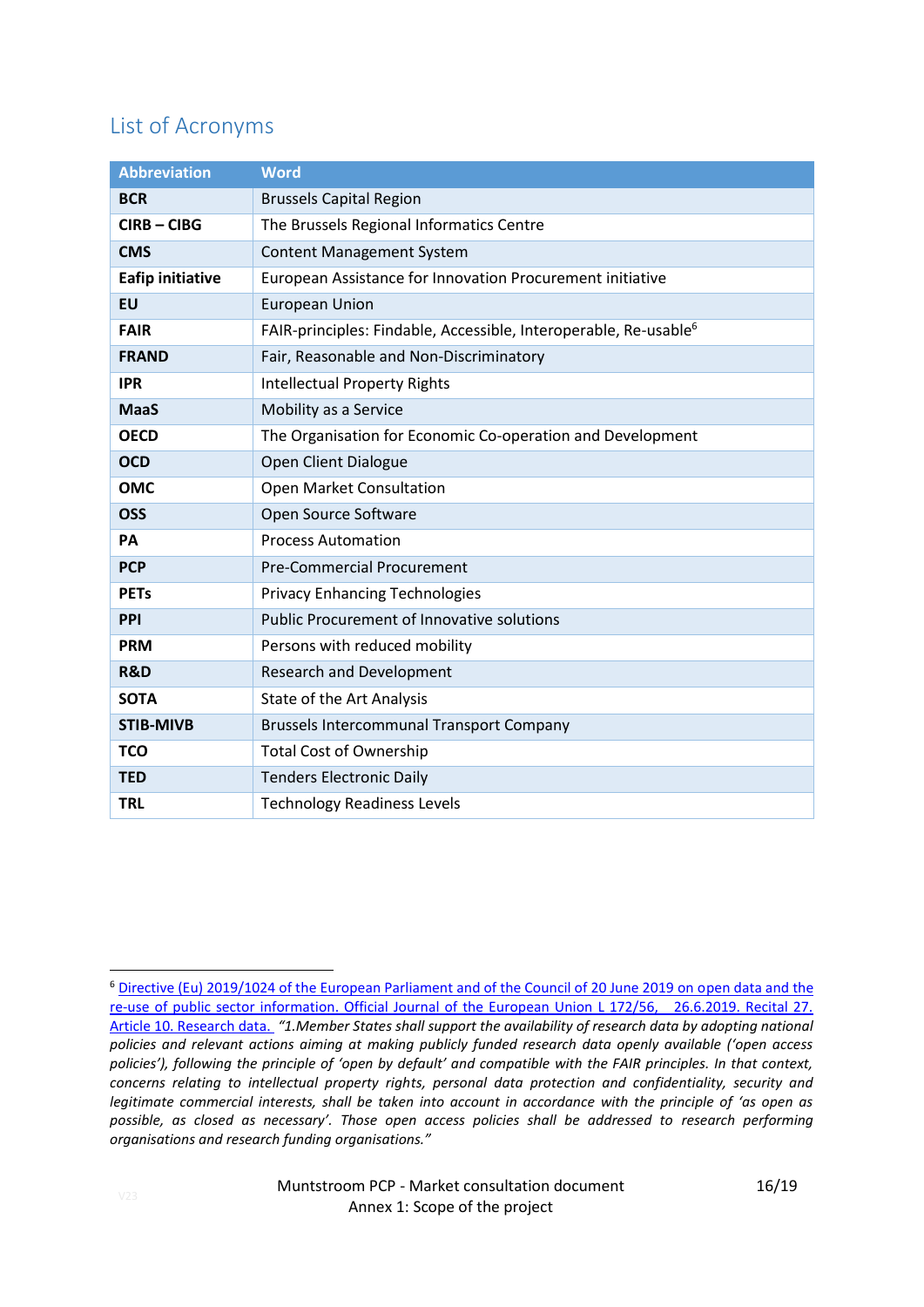## List of Acronyms

| Abbreviation | Word |
|---|---|
| **BCR** | Brussels Capital Region |
| **CIRB – CIBG** | The Brussels Regional Informatics Centre |
| **CMS** | Content Management System |
| **Eafip initiative** | European Assistance for Innovation Procurement initiative |
| **EU** | European Union |
| **FAIR** | FAIR-principles: Findable, Accessible, Interoperable, Re-usable[6] |
| **FRAND** | Fair, Reasonable and Non-Discriminatory |
| **IPR** | Intellectual Property Rights |
| **MaaS** | Mobility as a Service |
| **OECD** | The Organisation for Economic Co-operation and Development |
| **OCD** | Open Client Dialogue |
| **OMC** | Open Market Consultation |
| **OSS** | Open Source Software |
| **PA** | Process Automation |
| **PCP** | Pre-Commercial Procurement |
| **PETs** | Privacy Enhancing Technologies |
| **PPI** | Public Procurement of Innovative solutions |
| **PRM** | Persons with reduced mobility |
| **R&D** | Research and Development |
| **SOTA** | State of the Art Analysis |
| **STIB-MIVB** | Brussels Intercommunal Transport Company |
| **TCO** | Total Cost of Ownership |
| **TED** | Tenders Electronic Daily |
| **TRL** | Technology Readiness Levels |

[6] Directive (Eu) 2019/1024 of the European Parliament and of the Council of 20 June 2019 on open data and the re-use of public sector information. Official Journal of the European Union L 172/56, 26.6.2019. Recital 27. Article 10. Research data. *"1.Member States shall support the availability of research data by adopting national policies and relevant actions aiming at making publicly funded research data openly available ('open access policies'), following the principle of 'open by default' and compatible with the FAIR principles. In that context, concerns relating to intellectual property rights, personal data protection and confidentiality, security and legitimate commercial interests, shall be taken into account in accordance with the principle of 'as open as possible, as closed as necessary'. Those open access policies shall be addressed to research performing organisations and research funding organisations."*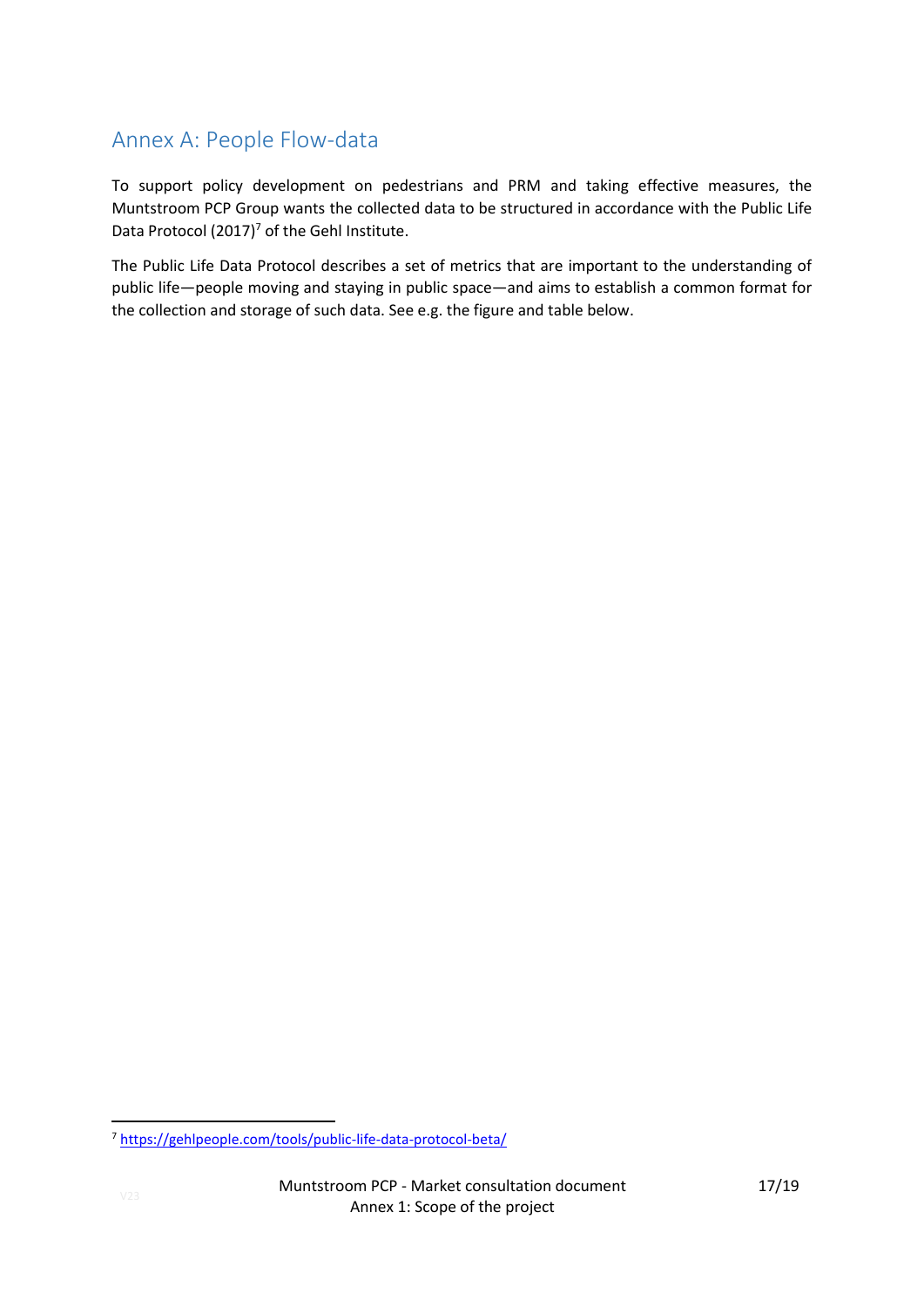## Annex A: People Flow-data

To support policy development on pedestrians and PRM and taking effective measures, the Muntstroom PCP Group wants the collected data to be structured in accordance with the Public Life Data Protocol (2017)[7] of the Gehl Institute.

The Public Life Data Protocol describes a set of metrics that are important to the understanding of public life—people moving and staying in public space—and aims to establish a common format for the collection and storage of such data. See e.g. the figure and table below.

[7] https://gehlpeople.com/tools/public-life-data-protocol-beta/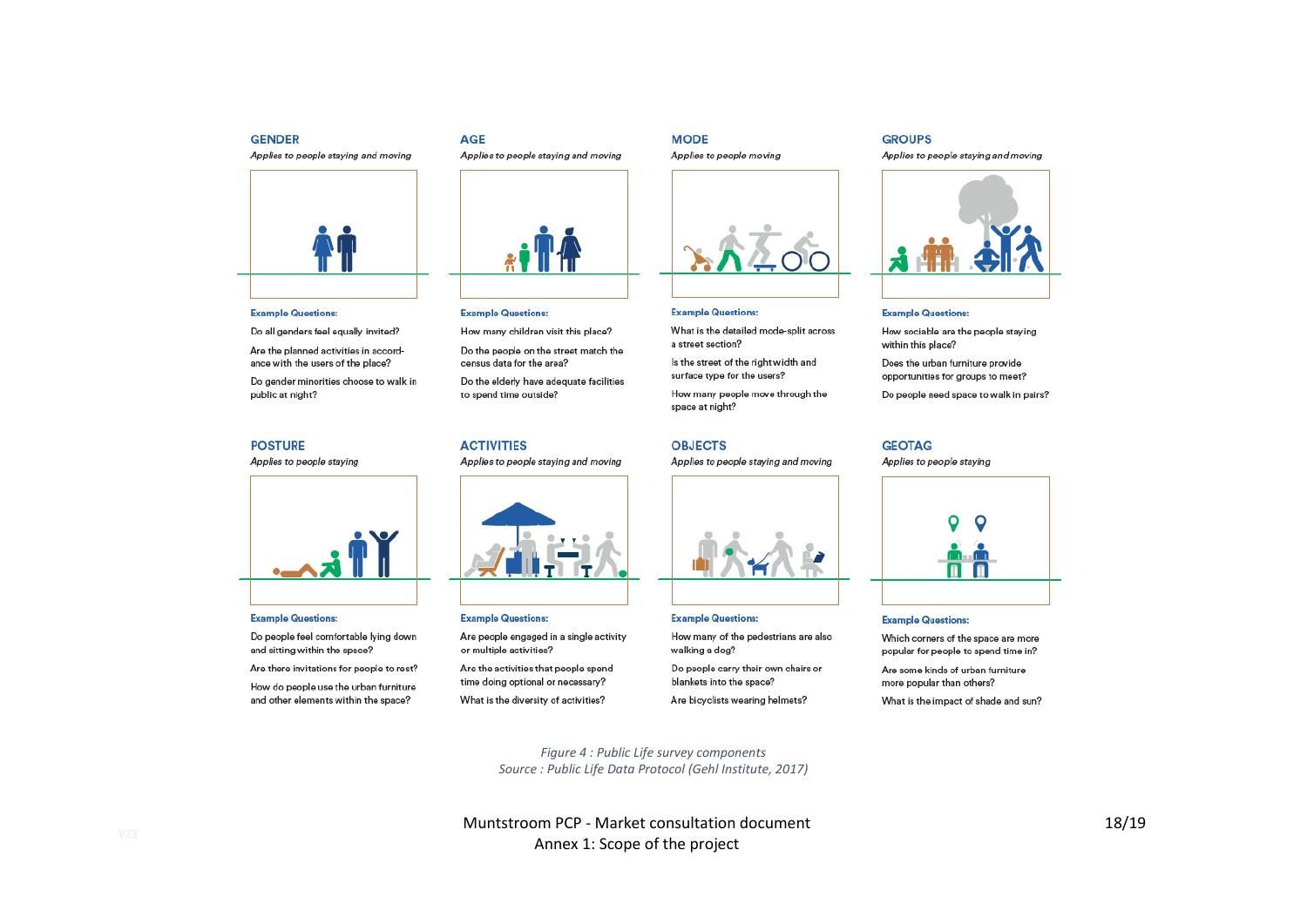### GENDER

*Applies to people staying and moving*

**Example Questions:**

Do all genders feel equally invited?

Are the planned activities in accordance with the users of the place?

Do gender minorities choose to walk in public at night?

### AGE

*Applies to people staying and moving*

**Example Questions:**

How many children visit this place?

Do the people on the street match the census data for the area?

Do the elderly have adequate facilities to spend time outside?

### MODE

*Applies to people moving*

**Example Questions:**

What is the detailed mode-split across a street section?

Is the street of the right width and surface type for the users?

How many people move through the space at night?

### GROUPS

*Applies to people staying and moving*

**Example Questions:**

How sociable are the people staying within this place?

Does the urban furniture provide opportunities for groups to meet?

Do people need space to walk in pairs?

### POSTURE

*Applies to people staying*

**Example Questions:**

Do people feel comfortable lying down and sitting within the space?

Are there invitations for people to rest?

How do people use the urban furniture and other elements within the space?

### ACTIVITIES

*Applies to people staying and moving*

**Example Questions:**

Are people engaged in a single activity or multiple activities?

Are the activities that people spend time doing optional or necessary?

What is the diversity of activities?

### OBJECTS

*Applies to people staying and moving*

**Example Questions:**

How many of the pedestrians are also walking a dog?

Do people carry their own chairs or blankets into the space?

Are bicyclists wearing helmets?

### GEOTAG

*Applies to people staying*

**Example Questions:**

Which corners of the space are more popular for people to spend time in?

Are some kinds of urban furniture more popular than others?

What is the impact of shade and sun?

*Figure 4 : Public Life survey components*
*Source : Public Life Data Protocol (Gehl Institute, 2017)*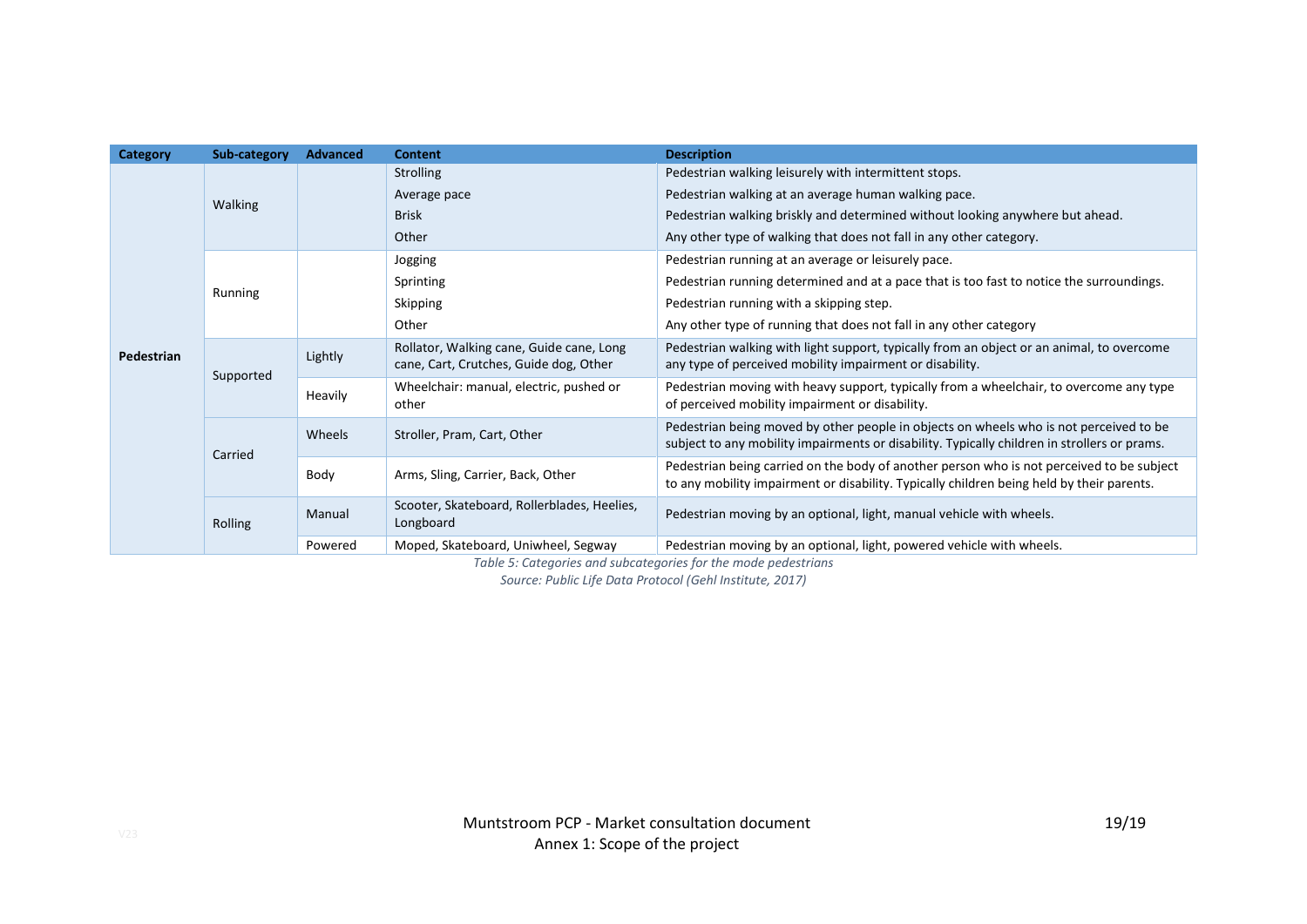| Category | Sub-category | Advanced | Content | Description |
|---|---|---|---|---|
| Pedestrian | Walking | | Strolling | Pedestrian walking leisurely with intermittent stops. |
| | | | Average pace | Pedestrian walking at an average human walking pace. |
| | | | Brisk | Pedestrian walking briskly and determined without looking anywhere but ahead. |
| | | | Other | Any other type of walking that does not fall in any other category. |
| | Running | | Jogging | Pedestrian running at an average or leisurely pace. |
| | | | Sprinting | Pedestrian running determined and at a pace that is too fast to notice the surroundings. |
| | | | Skipping | Pedestrian running with a skipping step. |
| | | | Other | Any other type of running that does not fall in any other category |
| | Supported | Lightly | Rollator, Walking cane, Guide cane, Long cane, Cart, Crutches, Guide dog, Other | Pedestrian walking with light support, typically from an object or an animal, to overcome any type of perceived mobility impairment or disability. |
| | | Heavily | Wheelchair: manual, electric, pushed or other | Pedestrian moving with heavy support, typically from a wheelchair, to overcome any type of perceived mobility impairment or disability. |
| | Carried | Wheels | Stroller, Pram, Cart, Other | Pedestrian being moved by other people in objects on wheels who is not perceived to be subject to any mobility impairments or disability. Typically children in strollers or prams. |
| | | Body | Arms, Sling, Carrier, Back, Other | Pedestrian being carried on the body of another person who is not perceived to be subject to any mobility impairment or disability. Typically children being held by their parents. |
| | Rolling | Manual | Scooter, Skateboard, Rollerblades, Heelies, Longboard | Pedestrian moving by an optional, light, manual vehicle with wheels. |
| | | Powered | Moped, Skateboard, Uniwheel, Segway | Pedestrian moving by an optional, light, powered vehicle with wheels. |

*Table 5: Categories and subcategories for the mode pedestrians*

*Source: Public Life Data Protocol (Gehl Institute, 2017)*